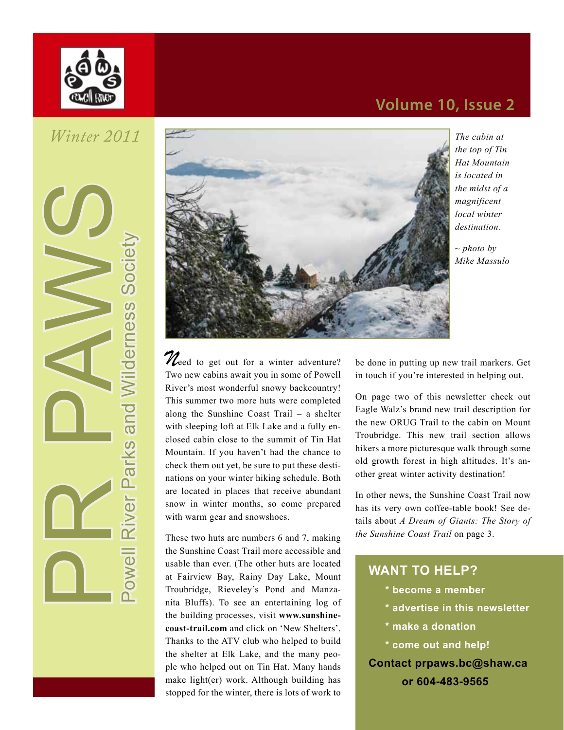# PR PAWS

## Powell River Parks and Wilderness Society

*Winter 2011*

Volume 10, Issue 2

*The cabin at the top of Tin Hat Mountain is located in the midst of a magnificent local winter destination.*

*~ photo by Mike Massulo*

Need to get out for a winter adventure? Two new cabins await you in some of Powell River's most wonderful snowy backcountry! This summer two more huts were completed along the Sunshine Coast Trail – a shelter with sleeping loft at Elk Lake and a fully enclosed cabin close to the summit of Tin Hat Mountain. If you haven't had the chance to check them out yet, be sure to put these destinations on your winter hiking schedule. Both are located in places that receive abundant snow in winter months, so come prepared with warm gear and snowshoes.

These two huts are numbers 6 and 7, making the Sunshine Coast Trail more accessible and usable than ever. (The other huts are located at Fairview Bay, Rainy Day Lake, Mount Troubridge, Rieveley's Pond and Manzanita Bluffs). To see an entertaining log of the building processes, visit **www.sunshine-coast-trail.com** and click on 'New Shelters'. Thanks to the ATV club who helped to build the shelter at Elk Lake, and the many people who helped out on Tin Hat. Many hands make light(er) work. Although building has stopped for the winter, there is lots of work to be done in putting up new trail markers. Get in touch if you're interested in helping out.

On page two of this newsletter check out Eagle Walz's brand new trail description for the new ORUG Trail to the cabin on Mount Troubridge. This new trail section allows hikers a more picturesque walk through some old growth forest in high altitudes. It's another great winter activity destination!

In other news, the Sunshine Coast Trail now has its very own coffee-table book! See details about *A Dream of Giants: The Story of the Sunshine Coast Trail* on page 3.

### WANT TO HELP?

- **become a member**
- **advertise in this newsletter**
- **make a donation**
- **come out and help!**

**Contact prpaws.bc@shaw.ca or 604-483-9565**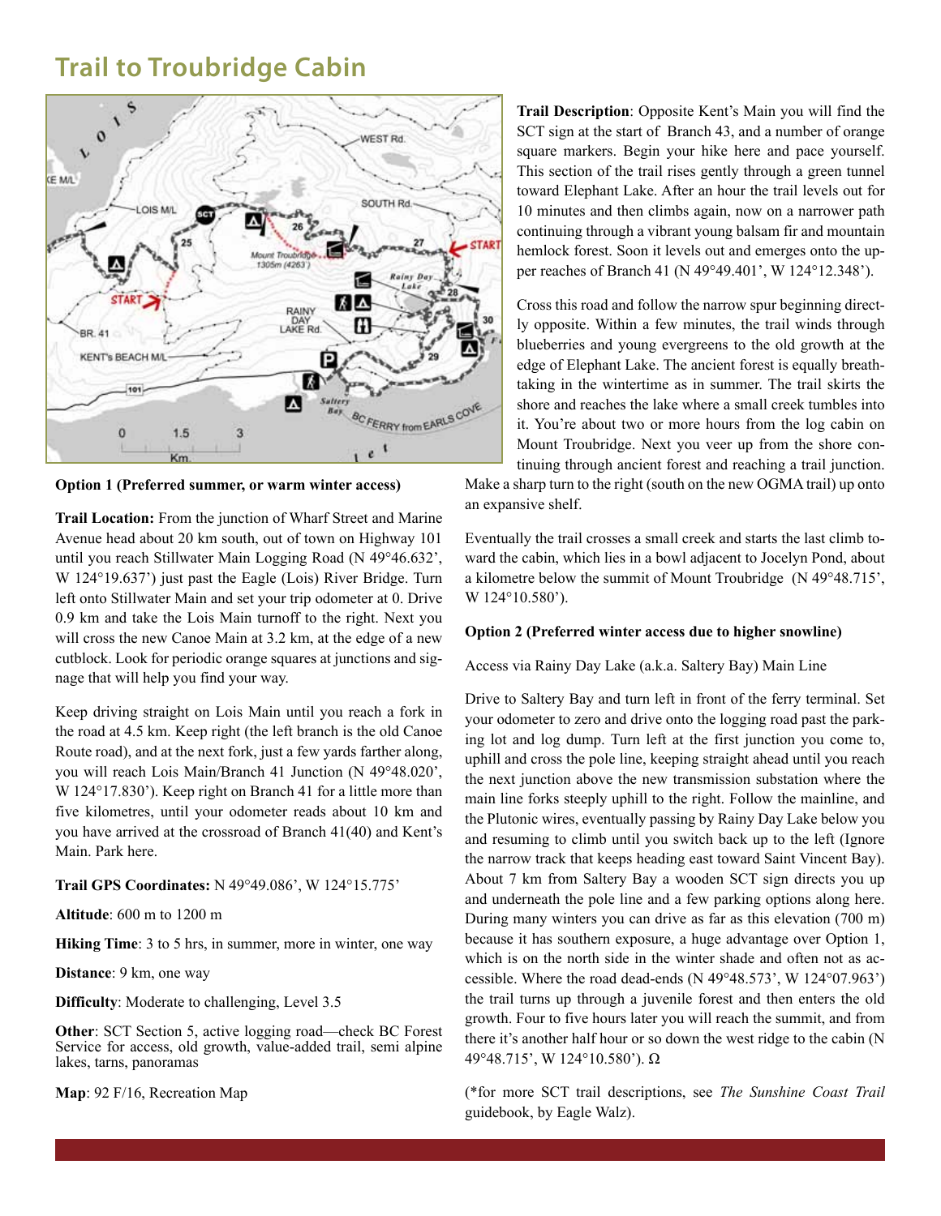# Trail to Troubridge Cabin

**Option 1 (Preferred summer, or warm winter access)**

**Trail Location:** From the junction of Wharf Street and Marine Avenue head about 20 km south, out of town on Highway 101 until you reach Stillwater Main Logging Road (N 49°46.632', W 124°19.637') just past the Eagle (Lois) River Bridge. Turn left onto Stillwater Main and set your trip odometer at 0. Drive 0.9 km and take the Lois Main turnoff to the right. Next you will cross the new Canoe Main at 3.2 km, at the edge of a new cutblock. Look for periodic orange squares at junctions and signage that will help you find your way.

Keep driving straight on Lois Main until you reach a fork in the road at 4.5 km. Keep right (the left branch is the old Canoe Route road), and at the next fork, just a few yards farther along, you will reach Lois Main/Branch 41 Junction (N 49°48.020', W 124°17.830'). Keep right on Branch 41 for a little more than five kilometres, until your odometer reads about 10 km and you have arrived at the crossroad of Branch 41(40) and Kent's Main. Park here.

**Trail GPS Coordinates:** N 49°49.086', W 124°15.775'

**Altitude**: 600 m to 1200 m

**Hiking Time**: 3 to 5 hrs, in summer, more in winter, one way

**Distance**: 9 km, one way

**Difficulty**: Moderate to challenging, Level 3.5

**Other**: SCT Section 5, active logging road—check BC Forest Service for access, old growth, value-added trail, semi alpine lakes, tarns, panoramas

**Map**: 92 F/16, Recreation Map

**Trail Description**: Opposite Kent's Main you will find the SCT sign at the start of Branch 43, and a number of orange square markers. Begin your hike here and pace yourself. This section of the trail rises gently through a green tunnel toward Elephant Lake. After an hour the trail levels out for 10 minutes and then climbs again, now on a narrower path continuing through a vibrant young balsam fir and mountain hemlock forest. Soon it levels out and emerges onto the upper reaches of Branch 41 (N 49°49.401', W 124°12.348').

Cross this road and follow the narrow spur beginning directly opposite. Within a few minutes, the trail winds through blueberries and young evergreens to the old growth at the edge of Elephant Lake. The ancient forest is equally breathtaking in the wintertime as in summer. The trail skirts the shore and reaches the lake where a small creek tumbles into it. You're about two or more hours from the log cabin on Mount Troubridge. Next you veer up from the shore continuing through ancient forest and reaching a trail junction. Make a sharp turn to the right (south on the new OGMA trail) up onto an expansive shelf.

Eventually the trail crosses a small creek and starts the last climb toward the cabin, which lies in a bowl adjacent to Jocelyn Pond, about a kilometre below the summit of Mount Troubridge (N 49°48.715', W 124°10.580').

**Option 2 (Preferred winter access due to higher snowline)**

Access via Rainy Day Lake (a.k.a. Saltery Bay) Main Line

Drive to Saltery Bay and turn left in front of the ferry terminal. Set your odometer to zero and drive onto the logging road past the parking lot and log dump. Turn left at the first junction you come to, uphill and cross the pole line, keeping straight ahead until you reach the next junction above the new transmission substation where the main line forks steeply uphill to the right. Follow the mainline, and the Plutonic wires, eventually passing by Rainy Day Lake below you and resuming to climb until you switch back up to the left (Ignore the narrow track that keeps heading east toward Saint Vincent Bay). About 7 km from Saltery Bay a wooden SCT sign directs you up and underneath the pole line and a few parking options along here. During many winters you can drive as far as this elevation (700 m) because it has southern exposure, a huge advantage over Option 1, which is on the north side in the winter shade and often not as accessible. Where the road dead-ends (N 49°48.573', W 124°07.963') the trail turns up through a juvenile forest and then enters the old growth. Four to five hours later you will reach the summit, and from there it's another half hour or so down the west ridge to the cabin (N 49°48.715', W 124°10.580'). Ω

(*for more SCT trail descriptions, see *The Sunshine Coast Trail* guidebook, by Eagle Walz).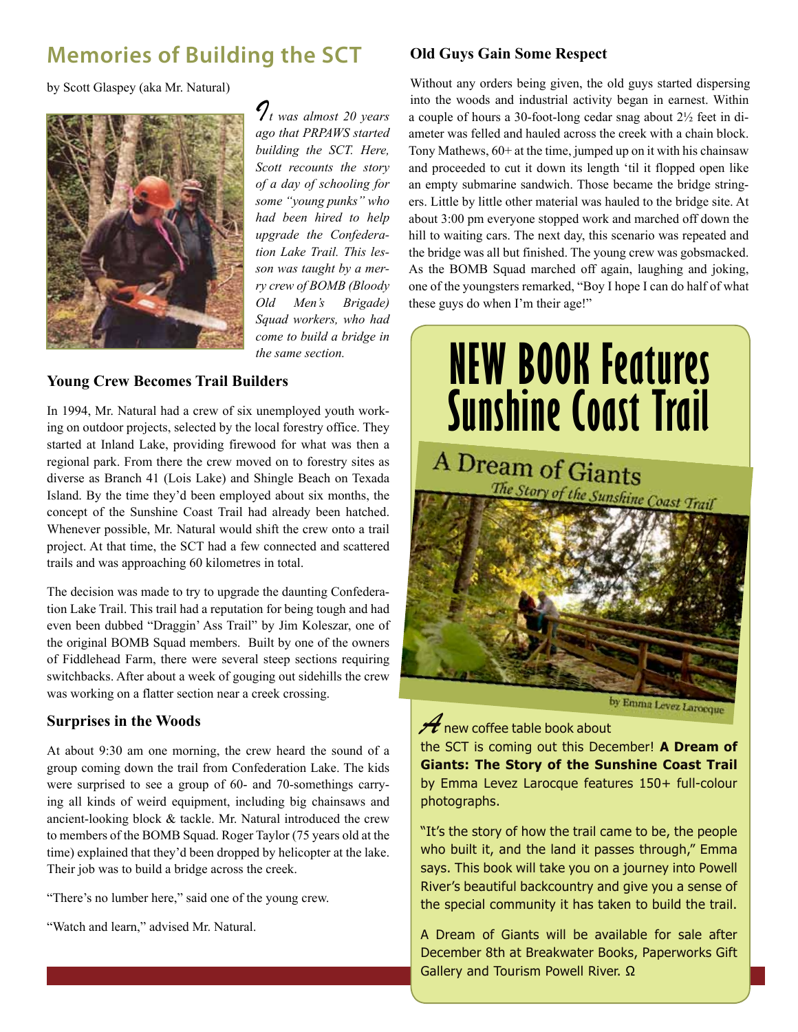## Memories of Building the SCT

by Scott Glaspey (aka Mr. Natural)

*It was almost 20 years ago that PRPAWS started building the SCT. Here, Scott recounts the story of a day of schooling for some "young punks" who had been hired to help upgrade the Confederation Lake Trail. This lesson was taught by a merry crew of BOMB (Bloody Old Men's Brigade) Squad workers, who had come to build a bridge in the same section.*

### Young Crew Becomes Trail Builders

In 1994, Mr. Natural had a crew of six unemployed youth working on outdoor projects, selected by the local forestry office. They started at Inland Lake, providing firewood for what was then a regional park. From there the crew moved on to forestry sites as diverse as Branch 41 (Lois Lake) and Shingle Beach on Texada Island. By the time they'd been employed about six months, the concept of the Sunshine Coast Trail had already been hatched. Whenever possible, Mr. Natural would shift the crew onto a trail project. At that time, the SCT had a few connected and scattered trails and was approaching 60 kilometres in total.

The decision was made to try to upgrade the daunting Confederation Lake Trail. This trail had a reputation for being tough and had even been dubbed "Draggin' Ass Trail" by Jim Koleszar, one of the original BOMB Squad members. Built by one of the owners of Fiddlehead Farm, there were several steep sections requiring switchbacks. After about a week of gouging out sidehills the crew was working on a flatter section near a creek crossing.

### Surprises in the Woods

At about 9:30 am one morning, the crew heard the sound of a group coming down the trail from Confederation Lake. The kids were surprised to see a group of 60- and 70-somethings carrying all kinds of weird equipment, including big chainsaws and ancient-looking block & tackle. Mr. Natural introduced the crew to members of the BOMB Squad. Roger Taylor (75 years old at the time) explained that they'd been dropped by helicopter at the lake. Their job was to build a bridge across the creek.

"There's no lumber here," said one of the young crew.

"Watch and learn," advised Mr. Natural.

### Old Guys Gain Some Respect

Without any orders being given, the old guys started dispersing into the woods and industrial activity began in earnest. Within a couple of hours a 30-foot-long cedar snag about 2½ feet in diameter was felled and hauled across the creek with a chain block. Tony Mathews, 60+ at the time, jumped up on it with his chainsaw and proceeded to cut it down its length 'til it flopped open like an empty submarine sandwich. Those became the bridge stringers. Little by little other material was hauled to the bridge site. At about 3:00 pm everyone stopped work and marched off down the hill to waiting cars. The next day, this scenario was repeated and the bridge was all but finished. The young crew was gobsmacked. As the BOMB Squad marched off again, laughing and joking, one of the youngsters remarked, "Boy I hope I can do half of what these guys do when I'm their age!"

## NEW BOOK Features Sunshine Coast Trail

A Dream of Giants
*The Story of the Sunshine Coast Trail*
by Emma Levez Larocque

A new coffee table book about the SCT is coming out this December! **A Dream of Giants: The Story of the Sunshine Coast Trail** by Emma Levez Larocque features 150+ full-colour photographs.

"It's the story of how the trail came to be, the people who built it, and the land it passes through," Emma says. This book will take you on a journey into Powell River's beautiful backcountry and give you a sense of the special community it has taken to build the trail.

A Dream of Giants will be available for sale after December 8th at Breakwater Books, Paperworks Gift Gallery and Tourism Powell River. Ω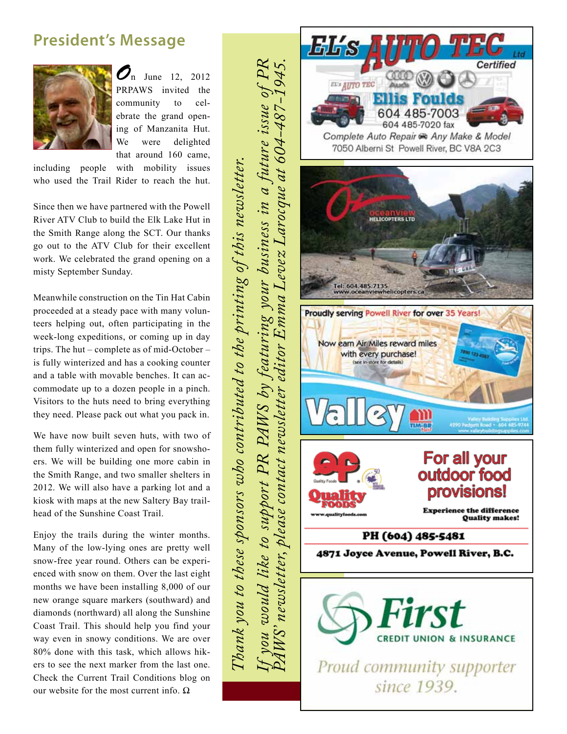## President's Message

On June 12, 2012 PRPAWS invited the community to celebrate the grand opening of Manzanita Hut. We were delighted that around 160 came, including people with mobility issues who used the Trail Rider to reach the hut.

Since then we have partnered with the Powell River ATV Club to build the Elk Lake Hut in the Smith Range along the SCT. Our thanks go out to the ATV Club for their excellent work. We celebrated the grand opening on a misty September Sunday.

Meanwhile construction on the Tin Hat Cabin proceeded at a steady pace with many volunteers helping out, often participating in the week-long expeditions, or coming up in day trips. The hut – complete as of mid-October – is fully winterized and has a cooking counter and a table with movable benches. It can accommodate up to a dozen people in a pinch. Visitors to the huts need to bring everything they need. Please pack out what you pack in.

We have now built seven huts, with two of them fully winterized and open for snowshoers. We will be building one more cabin in the Smith Range, and two smaller shelters in 2012. We will also have a parking lot and a kiosk with maps at the new Saltery Bay trailhead of the Sunshine Coast Trail.

Enjoy the trails during the winter months. Many of the low-lying ones are pretty well snow-free year round. Others can be experienced with snow on them. Over the last eight months we have been installing 8,000 of our new orange square markers (southward) and diamonds (northward) all along the Sunshine Coast Trail. This should help you find your way even in snowy conditions. We are over 80% done with this task, which allows hikers to see the next marker from the last one. Check the Current Trail Conditions blog on our website for the most current info. Ω

*Thank you to these sponsors who contributed to the printing of this newsletter.*

*If you would like to support PR PAWS by featuring your business in a future issue of PR PAWS' newsletter, please contact newsletter editor Emma Levez Larocque at 604-487-1945.*

**EL's AUTO TEC Ltd** Certified
Ellis Foulds
604 485-7003
604 485-7020 fax
Complete Auto Repair · Any Make & Model
7050 Alberni St Powell River, BC V8A 2C3

**Oceanview Helicopters Ltd**
Tel: 604.485.7135
www.oceanviewhelicopters.ca

**Valley** TIM-BR Mart
Proudly serving Powell River for over 35 Years!
Now earn Air Miles reward miles with every purchase! (see in-store for details)
Valley Building Supplies Ltd. 4690 Padgett Road • 604 485-9744 www.valleybuildingsupplies.com

**Quality Foods**
For all your outdoor food provisions!
Experience the difference Quality makes!
www.qualityfoods.com
PH (604) 485-5481
4871 Joyce Avenue, Powell River, B.C.

**First CREDIT UNION & INSURANCE**
Proud community supporter since 1939.